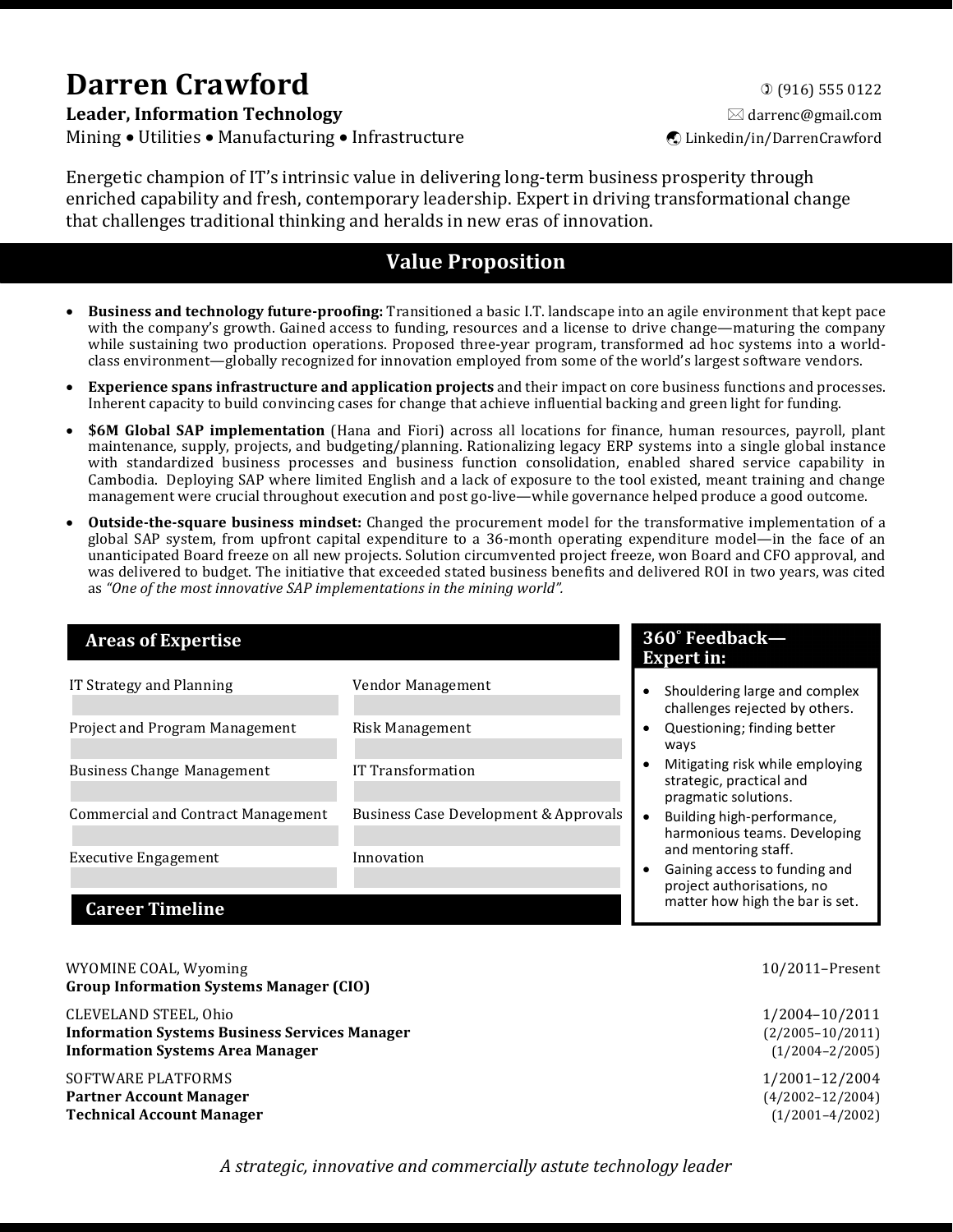# Darren Crawford

**Leader, Information Technology**

Mining • Utilities • Manufacturing • Infrastructure

(916) 555 0122
darrenc@gmail.com
Linkedin/in/DarrenCrawford

Energetic champion of IT's intrinsic value in delivering long-term business prosperity through enriched capability and fresh, contemporary leadership. Expert in driving transformational change that challenges traditional thinking and heralds in new eras of innovation.

## Value Proposition

- **Business and technology future-proofing:** Transitioned a basic I.T. landscape into an agile environment that kept pace with the company's growth. Gained access to funding, resources and a license to drive change—maturing the company while sustaining two production operations. Proposed three-year program, transformed ad hoc systems into a world-class environment—globally recognized for innovation employed from some of the world's largest software vendors.
- **Experience spans infrastructure and application projects** and their impact on core business functions and processes. Inherent capacity to build convincing cases for change that achieve influential backing and green light for funding.
- **$6M Global SAP implementation** (Hana and Fiori) across all locations for finance, human resources, payroll, plant maintenance, supply, projects, and budgeting/planning. Rationalizing legacy ERP systems into a single global instance with standardized business processes and business function consolidation, enabled shared service capability in Cambodia. Deploying SAP where limited English and a lack of exposure to the tool existed, meant training and change management were crucial throughout execution and post go-live—while governance helped produce a good outcome.
- **Outside-the-square business mindset:** Changed the procurement model for the transformative implementation of a global SAP system, from upfront capital expenditure to a 36-month operating expenditure model—in the face of an unanticipated Board freeze on all new projects. Solution circumvented project freeze, won Board and CFO approval, and was delivered to budget. The initiative that exceeded stated business benefits and delivered ROI in two years, was cited as *"One of the most innovative SAP implementations in the mining world".*

## Areas of Expertise

| | |
|---|---|
| IT Strategy and Planning | Vendor Management |
| Project and Program Management | Risk Management |
| Business Change Management | IT Transformation |
| Commercial and Contract Management | Business Case Development & Approvals |
| Executive Engagement | Innovation |

## 360˚ Feedback—Expert in:

- Shouldering large and complex challenges rejected by others.
- Questioning; finding better ways
- Mitigating risk while employing strategic, practical and pragmatic solutions.
- Building high-performance, harmonious teams. Developing and mentoring staff.
- Gaining access to funding and project authorisations, no matter how high the bar is set.

## Career Timeline

WYOMINE COAL, Wyoming — 10/2011–Present
**Group Information Systems Manager (CIO)**

CLEVELAND STEEL, Ohio — 1/2004–10/2011
**Information Systems Business Services Manager** (2/2005–10/2011)
**Information Systems Area Manager** (1/2004–2/2005)

SOFTWARE PLATFORMS — 1/2001–12/2004
**Partner Account Manager** (4/2002–12/2004)
**Technical Account Manager** (1/2001–4/2002)

*A strategic, innovative and commercially astute technology leader*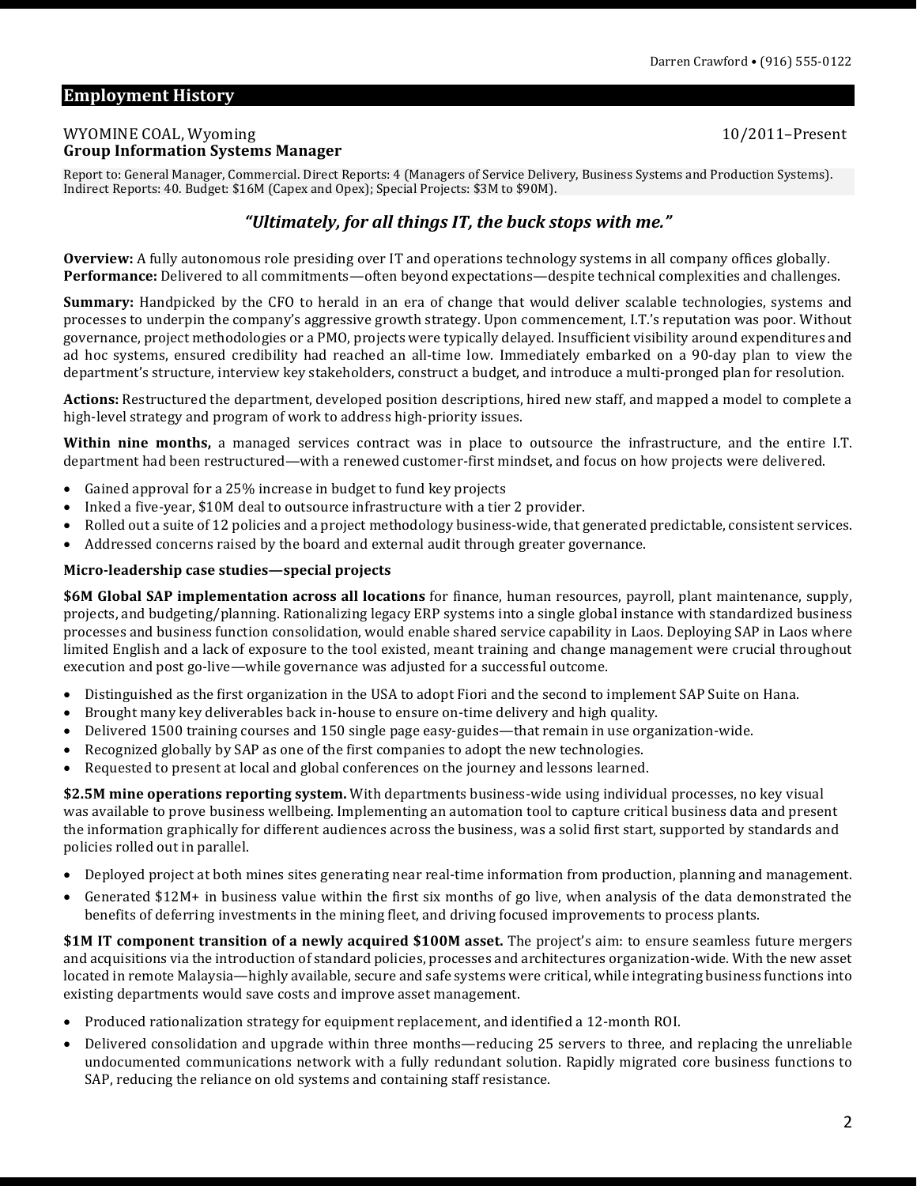## Employment History

WYOMINE COAL, Wyoming 10/2011–Present
**Group Information Systems Manager**

Report to: General Manager, Commercial. Direct Reports: 4 (Managers of Service Delivery, Business Systems and Production Systems). Indirect Reports: 40. Budget: $16M (Capex and Opex); Special Projects: $3M to $90M).

***"Ultimately, for all things IT, the buck stops with me."***

**Overview:** A fully autonomous role presiding over IT and operations technology systems in all company offices globally.
**Performance:** Delivered to all commitments—often beyond expectations—despite technical complexities and challenges.

**Summary:** Handpicked by the CFO to herald in an era of change that would deliver scalable technologies, systems and processes to underpin the company's aggressive growth strategy. Upon commencement, I.T.'s reputation was poor. Without governance, project methodologies or a PMO, projects were typically delayed. Insufficient visibility around expenditures and ad hoc systems, ensured credibility had reached an all-time low. Immediately embarked on a 90-day plan to view the department's structure, interview key stakeholders, construct a budget, and introduce a multi-pronged plan for resolution.

**Actions:** Restructured the department, developed position descriptions, hired new staff, and mapped a model to complete a high-level strategy and program of work to address high-priority issues.

**Within nine months,** a managed services contract was in place to outsource the infrastructure, and the entire I.T. department had been restructured—with a renewed customer-first mindset, and focus on how projects were delivered.

- Gained approval for a 25% increase in budget to fund key projects
- Inked a five-year, $10M deal to outsource infrastructure with a tier 2 provider.
- Rolled out a suite of 12 policies and a project methodology business-wide, that generated predictable, consistent services.
- Addressed concerns raised by the board and external audit through greater governance.

**Micro-leadership case studies—special projects**

**$6M Global SAP implementation across all locations** for finance, human resources, payroll, plant maintenance, supply, projects, and budgeting/planning. Rationalizing legacy ERP systems into a single global instance with standardized business processes and business function consolidation, would enable shared service capability in Laos. Deploying SAP in Laos where limited English and a lack of exposure to the tool existed, meant training and change management were crucial throughout execution and post go-live—while governance was adjusted for a successful outcome.

- Distinguished as the first organization in the USA to adopt Fiori and the second to implement SAP Suite on Hana.
- Brought many key deliverables back in-house to ensure on-time delivery and high quality.
- Delivered 1500 training courses and 150 single page easy-guides—that remain in use organization-wide.
- Recognized globally by SAP as one of the first companies to adopt the new technologies.
- Requested to present at local and global conferences on the journey and lessons learned.

**$2.5M mine operations reporting system.** With departments business-wide using individual processes, no key visual was available to prove business wellbeing. Implementing an automation tool to capture critical business data and present the information graphically for different audiences across the business, was a solid first start, supported by standards and policies rolled out in parallel.

- Deployed project at both mines sites generating near real-time information from production, planning and management.
- Generated $12M+ in business value within the first six months of go live, when analysis of the data demonstrated the benefits of deferring investments in the mining fleet, and driving focused improvements to process plants.

**$1M IT component transition of a newly acquired $100M asset.** The project's aim: to ensure seamless future mergers and acquisitions via the introduction of standard policies, processes and architectures organization-wide. With the new asset located in remote Malaysia—highly available, secure and safe systems were critical, while integrating business functions into existing departments would save costs and improve asset management.

- Produced rationalization strategy for equipment replacement, and identified a 12-month ROI.
- Delivered consolidation and upgrade within three months—reducing 25 servers to three, and replacing the unreliable undocumented communications network with a fully redundant solution. Rapidly migrated core business functions to SAP, reducing the reliance on old systems and containing staff resistance.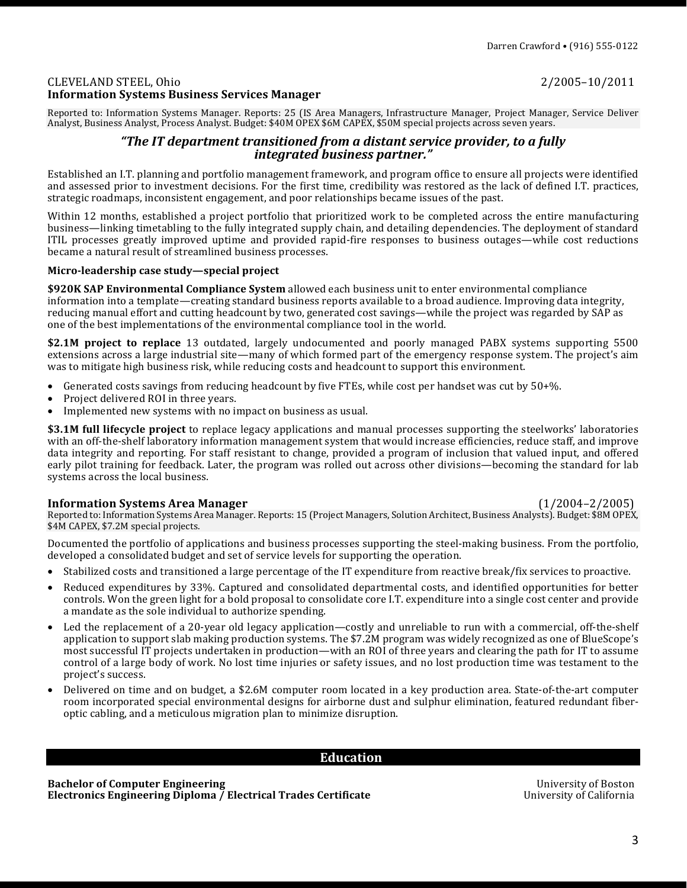CLEVELAND STEEL, Ohio 2/2005–10/2011
**Information Systems Business Services Manager**

Reported to: Information Systems Manager. Reports: 25 (IS Area Managers, Infrastructure Manager, Project Manager, Service Deliver Analyst, Business Analyst, Process Analyst. Budget: $40M OPEX $6M CAPEX, $50M special projects across seven years.

***"The IT department transitioned from a distant service provider, to a fully integrated business partner."***

Established an I.T. planning and portfolio management framework, and program office to ensure all projects were identified and assessed prior to investment decisions. For the first time, credibility was restored as the lack of defined I.T. practices, strategic roadmaps, inconsistent engagement, and poor relationships became issues of the past.

Within 12 months, established a project portfolio that prioritized work to be completed across the entire manufacturing business—linking timetabling to the fully integrated supply chain, and detailing dependencies. The deployment of standard ITIL processes greatly improved uptime and provided rapid-fire responses to business outages—while cost reductions became a natural result of streamlined business processes.

**Micro-leadership case study—special project**

**$920K SAP Environmental Compliance System** allowed each business unit to enter environmental compliance information into a template—creating standard business reports available to a broad audience. Improving data integrity, reducing manual effort and cutting headcount by two, generated cost savings—while the project was regarded by SAP as one of the best implementations of the environmental compliance tool in the world.

**$2.1M project to replace** 13 outdated, largely undocumented and poorly managed PABX systems supporting 5500 extensions across a large industrial site—many of which formed part of the emergency response system. The project's aim was to mitigate high business risk, while reducing costs and headcount to support this environment.

- Generated costs savings from reducing headcount by five FTEs, while cost per handset was cut by 50+%.
- Project delivered ROI in three years.
- Implemented new systems with no impact on business as usual.

**$3.1M full lifecycle project** to replace legacy applications and manual processes supporting the steelworks' laboratories with an off-the-shelf laboratory information management system that would increase efficiencies, reduce staff, and improve data integrity and reporting. For staff resistant to change, provided a program of inclusion that valued input, and offered early pilot training for feedback. Later, the program was rolled out across other divisions—becoming the standard for lab systems across the local business.

**Information Systems Area Manager** (1/2004–2/2005)

Reported to: Information Systems Area Manager. Reports: 15 (Project Managers, Solution Architect, Business Analysts). Budget: $8M OPEX, $4M CAPEX, $7.2M special projects.

Documented the portfolio of applications and business processes supporting the steel-making business. From the portfolio, developed a consolidated budget and set of service levels for supporting the operation.

- Stabilized costs and transitioned a large percentage of the IT expenditure from reactive break/fix services to proactive.
- Reduced expenditures by 33%. Captured and consolidated departmental costs, and identified opportunities for better controls. Won the green light for a bold proposal to consolidate core I.T. expenditure into a single cost center and provide a mandate as the sole individual to authorize spending.
- Led the replacement of a 20-year old legacy application—costly and unreliable to run with a commercial, off-the-shelf application to support slab making production systems. The $7.2M program was widely recognized as one of BlueScope's most successful IT projects undertaken in production—with an ROI of three years and clearing the path for IT to assume control of a large body of work. No lost time injuries or safety issues, and no lost production time was testament to the project's success.
- Delivered on time and on budget, a $2.6M computer room located in a key production area. State-of-the-art computer room incorporated special environmental designs for airborne dust and sulphur elimination, featured redundant fiber-optic cabling, and a meticulous migration plan to minimize disruption.

## Education

**Bachelor of Computer Engineering** University of Boston
**Electronics Engineering Diploma / Electrical Trades Certificate** University of California